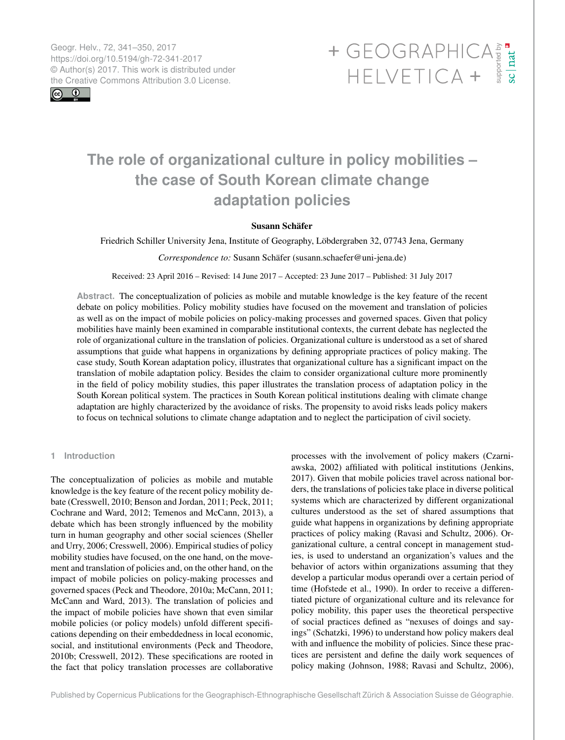# The role of organizational culture in policy mobilities – the case of South Korean climate change adaptation policies

**Susann Schäfer**

Friedrich Schiller University Jena, Institute of Geography, Löbdergraben 32, 07743 Jena, Germany

*Correspondence to:* Susann Schäfer (susann.schaefer@uni-jena.de)

Received: 23 April 2016 – Revised: 14 June 2017 – Accepted: 23 June 2017 – Published: 31 July 2017

**Abstract.** The conceptualization of policies as mobile and mutable knowledge is the key feature of the recent debate on policy mobilities. Policy mobility studies have focused on the movement and translation of policies as well as on the impact of mobile policies on policy-making processes and governed spaces. Given that policy mobilities have mainly been examined in comparable institutional contexts, the current debate has neglected the role of organizational culture in the translation of policies. Organizational culture is understood as a set of shared assumptions that guide what happens in organizations by defining appropriate practices of policy making. The case study, South Korean adaptation policy, illustrates that organizational culture has a significant impact on the translation of mobile adaptation policy. Besides the claim to consider organizational culture more prominently in the field of policy mobility studies, this paper illustrates the translation process of adaptation policy in the South Korean political system. The practices in South Korean political institutions dealing with climate change adaptation are highly characterized by the avoidance of risks. The propensity to avoid risks leads policy makers to focus on technical solutions to climate change adaptation and to neglect the participation of civil society.

## 1 Introduction

The conceptualization of policies as mobile and mutable knowledge is the key feature of the recent policy mobility debate (Cresswell, 2010; Benson and Jordan, 2011; Peck, 2011; Cochrane and Ward, 2012; Temenos and McCann, 2013), a debate which has been strongly influenced by the mobility turn in human geography and other social sciences (Sheller and Urry, 2006; Cresswell, 2006). Empirical studies of policy mobility studies have focused, on the one hand, on the movement and translation of policies and, on the other hand, on the impact of mobile policies on policy-making processes and governed spaces (Peck and Theodore, 2010a; McCann, 2011; McCann and Ward, 2013). The translation of policies and the impact of mobile policies have shown that even similar mobile policies (or policy models) unfold different specifications depending on their embeddedness in local economic, social, and institutional environments (Peck and Theodore, 2010b; Cresswell, 2012). These specifications are rooted in the fact that policy translation processes are collaborative processes with the involvement of policy makers (Czarniawska, 2002) affiliated with political institutions (Jenkins, 2017). Given that mobile policies travel across national borders, the translations of policies take place in diverse political systems which are characterized by different organizational cultures understood as the set of shared assumptions that guide what happens in organizations by defining appropriate practices of policy making (Ravasi and Schultz, 2006). Organizational culture, a central concept in management studies, is used to understand an organization's values and the behavior of actors within organizations assuming that they develop a particular modus operandi over a certain period of time (Hofstede et al., 1990). In order to receive a differentiated picture of organizational culture and its relevance for policy mobility, this paper uses the theoretical perspective of social practices defined as "nexuses of doings and sayings" (Schatzki, 1996) to understand how policy makers deal with and influence the mobility of policies. Since these practices are persistent and define the daily work sequences of policy making (Johnson, 1988; Ravasi and Schultz, 2006),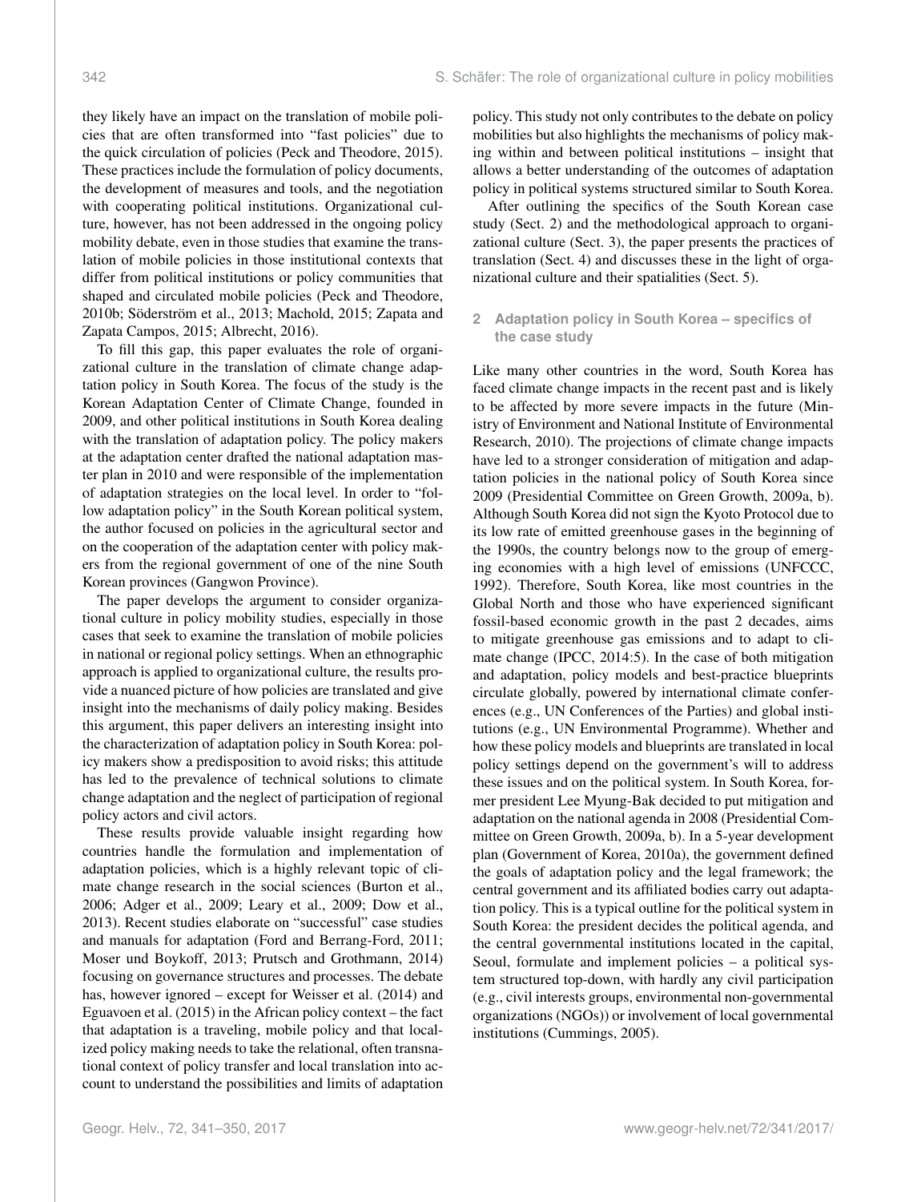they likely have an impact on the translation of mobile policies that are often transformed into "fast policies" due to the quick circulation of policies (Peck and Theodore, 2015). These practices include the formulation of policy documents, the development of measures and tools, and the negotiation with cooperating political institutions. Organizational culture, however, has not been addressed in the ongoing policy mobility debate, even in those studies that examine the translation of mobile policies in those institutional contexts that differ from political institutions or policy communities that shaped and circulated mobile policies (Peck and Theodore, 2010b; Söderström et al., 2013; Machold, 2015; Zapata and Zapata Campos, 2015; Albrecht, 2016).

To fill this gap, this paper evaluates the role of organizational culture in the translation of climate change adaptation policy in South Korea. The focus of the study is the Korean Adaptation Center of Climate Change, founded in 2009, and other political institutions in South Korea dealing with the translation of adaptation policy. The policy makers at the adaptation center drafted the national adaptation master plan in 2010 and were responsible of the implementation of adaptation strategies on the local level. In order to "follow adaptation policy" in the South Korean political system, the author focused on policies in the agricultural sector and on the cooperation of the adaptation center with policy makers from the regional government of one of the nine South Korean provinces (Gangwon Province).

The paper develops the argument to consider organizational culture in policy mobility studies, especially in those cases that seek to examine the translation of mobile policies in national or regional policy settings. When an ethnographic approach is applied to organizational culture, the results provide a nuanced picture of how policies are translated and give insight into the mechanisms of daily policy making. Besides this argument, this paper delivers an interesting insight into the characterization of adaptation policy in South Korea: policy makers show a predisposition to avoid risks; this attitude has led to the prevalence of technical solutions to climate change adaptation and the neglect of participation of regional policy actors and civil actors.

These results provide valuable insight regarding how countries handle the formulation and implementation of adaptation policies, which is a highly relevant topic of climate change research in the social sciences (Burton et al., 2006; Adger et al., 2009; Leary et al., 2009; Dow et al., 2013). Recent studies elaborate on "successful" case studies and manuals for adaptation (Ford and Berrang-Ford, 2011; Moser und Boykoff, 2013; Prutsch and Grothmann, 2014) focusing on governance structures and processes. The debate has, however ignored – except for Weisser et al. (2014) and Eguavoen et al. (2015) in the African policy context – the fact that adaptation is a traveling, mobile policy and that localized policy making needs to take the relational, often transnational context of policy transfer and local translation into account to understand the possibilities and limits of adaptation policy. This study not only contributes to the debate on policy mobilities but also highlights the mechanisms of policy making within and between political institutions – insight that allows a better understanding of the outcomes of adaptation policy in political systems structured similar to South Korea.

After outlining the specifics of the South Korean case study (Sect. 2) and the methodological approach to organizational culture (Sect. 3), the paper presents the practices of translation (Sect. 4) and discusses these in the light of organizational culture and their spatialities (Sect. 5).

## 2 Adaptation policy in South Korea – specifics of the case study

Like many other countries in the word, South Korea has faced climate change impacts in the recent past and is likely to be affected by more severe impacts in the future (Ministry of Environment and National Institute of Environmental Research, 2010). The projections of climate change impacts have led to a stronger consideration of mitigation and adaptation policies in the national policy of South Korea since 2009 (Presidential Committee on Green Growth, 2009a, b). Although South Korea did not sign the Kyoto Protocol due to its low rate of emitted greenhouse gases in the beginning of the 1990s, the country belongs now to the group of emerging economies with a high level of emissions (UNFCCC, 1992). Therefore, South Korea, like most countries in the Global North and those who have experienced significant fossil-based economic growth in the past 2 decades, aims to mitigate greenhouse gas emissions and to adapt to climate change (IPCC, 2014:5). In the case of both mitigation and adaptation, policy models and best-practice blueprints circulate globally, powered by international climate conferences (e.g., UN Conferences of the Parties) and global institutions (e.g., UN Environmental Programme). Whether and how these policy models and blueprints are translated in local policy settings depend on the government's will to address these issues and on the political system. In South Korea, former president Lee Myung-Bak decided to put mitigation and adaptation on the national agenda in 2008 (Presidential Committee on Green Growth, 2009a, b). In a 5-year development plan (Government of Korea, 2010a), the government defined the goals of adaptation policy and the legal framework; the central government and its affiliated bodies carry out adaptation policy. This is a typical outline for the political system in South Korea: the president decides the political agenda, and the central governmental institutions located in the capital, Seoul, formulate and implement policies – a political system structured top-down, with hardly any civil participation (e.g., civil interests groups, environmental non-governmental organizations (NGOs)) or involvement of local governmental institutions (Cummings, 2005).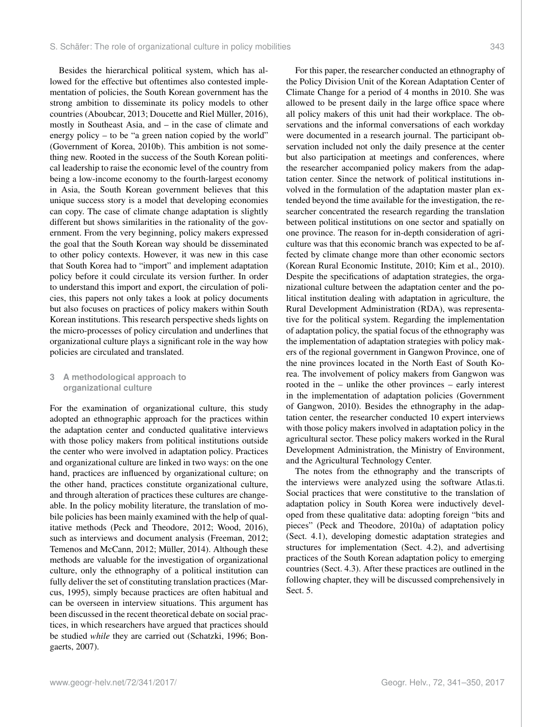Besides the hierarchical political system, which has allowed for the effective but oftentimes also contested implementation of policies, the South Korean government has the strong ambition to disseminate its policy models to other countries (Aboubcar, 2013; Doucette and Riel Müller, 2016), mostly in Southeast Asia, and – in the case of climate and energy policy – to be "a green nation copied by the world" (Government of Korea, 2010b). This ambition is not something new. Rooted in the success of the South Korean political leadership to raise the economic level of the country from being a low-income economy to the fourth-largest economy in Asia, the South Korean government believes that this unique success story is a model that developing economies can copy. The case of climate change adaptation is slightly different but shows similarities in the rationality of the government. From the very beginning, policy makers expressed the goal that the South Korean way should be disseminated to other policy contexts. However, it was new in this case that South Korea had to "import" and implement adaptation policy before it could circulate its version further. In order to understand this import and export, the circulation of policies, this papers not only takes a look at policy documents but also focuses on practices of policy makers within South Korean institutions. This research perspective sheds lights on the micro-processes of policy circulation and underlines that organizational culture plays a significant role in the way how policies are circulated and translated.

## 3 A methodological approach to organizational culture

For the examination of organizational culture, this study adopted an ethnographic approach for the practices within the adaptation center and conducted qualitative interviews with those policy makers from political institutions outside the center who were involved in adaptation policy. Practices and organizational culture are linked in two ways: on the one hand, practices are influenced by organizational culture; on the other hand, practices constitute organizational culture, and through alteration of practices these cultures are changeable. In the policy mobility literature, the translation of mobile policies has been mainly examined with the help of qualitative methods (Peck and Theodore, 2012; Wood, 2016), such as interviews and document analysis (Freeman, 2012; Temenos and McCann, 2012; Müller, 2014). Although these methods are valuable for the investigation of organizational culture, only the ethnography of a political institution can fully deliver the set of constituting translation practices (Marcus, 1995), simply because practices are often habitual and can be overseen in interview situations. This argument has been discussed in the recent theoretical debate on social practices, in which researchers have argued that practices should be studied *while* they are carried out (Schatzki, 1996; Bongaerts, 2007).

For this paper, the researcher conducted an ethnography of the Policy Division Unit of the Korean Adaptation Center of Climate Change for a period of 4 months in 2010. She was allowed to be present daily in the large office space where all policy makers of this unit had their workplace. The observations and the informal conversations of each workday were documented in a research journal. The participant observation included not only the daily presence at the center but also participation at meetings and conferences, where the researcher accompanied policy makers from the adaptation center. Since the network of political institutions involved in the formulation of the adaptation master plan extended beyond the time available for the investigation, the researcher concentrated the research regarding the translation between political institutions on one sector and spatially on one province. The reason for in-depth consideration of agriculture was that this economic branch was expected to be affected by climate change more than other economic sectors (Korean Rural Economic Institute, 2010; Kim et al., 2010). Despite the specifications of adaptation strategies, the organizational culture between the adaptation center and the political institution dealing with adaptation in agriculture, the Rural Development Administration (RDA), was representative for the political system. Regarding the implementation of adaptation policy, the spatial focus of the ethnography was the implementation of adaptation strategies with policy makers of the regional government in Gangwon Province, one of the nine provinces located in the North East of South Korea. The involvement of policy makers from Gangwon was rooted in the – unlike the other provinces – early interest in the implementation of adaptation policies (Government of Gangwon, 2010). Besides the ethnography in the adaptation center, the researcher conducted 10 expert interviews with those policy makers involved in adaptation policy in the agricultural sector. These policy makers worked in the Rural Development Administration, the Ministry of Environment, and the Agricultural Technology Center.

The notes from the ethnography and the transcripts of the interviews were analyzed using the software Atlas.ti. Social practices that were constitutive to the translation of adaptation policy in South Korea were inductively developed from these qualitative data: adopting foreign "bits and pieces" (Peck and Theodore, 2010a) of adaptation policy (Sect. 4.1), developing domestic adaptation strategies and structures for implementation (Sect. 4.2), and advertising practices of the South Korean adaptation policy to emerging countries (Sect. 4.3). After these practices are outlined in the following chapter, they will be discussed comprehensively in Sect. 5.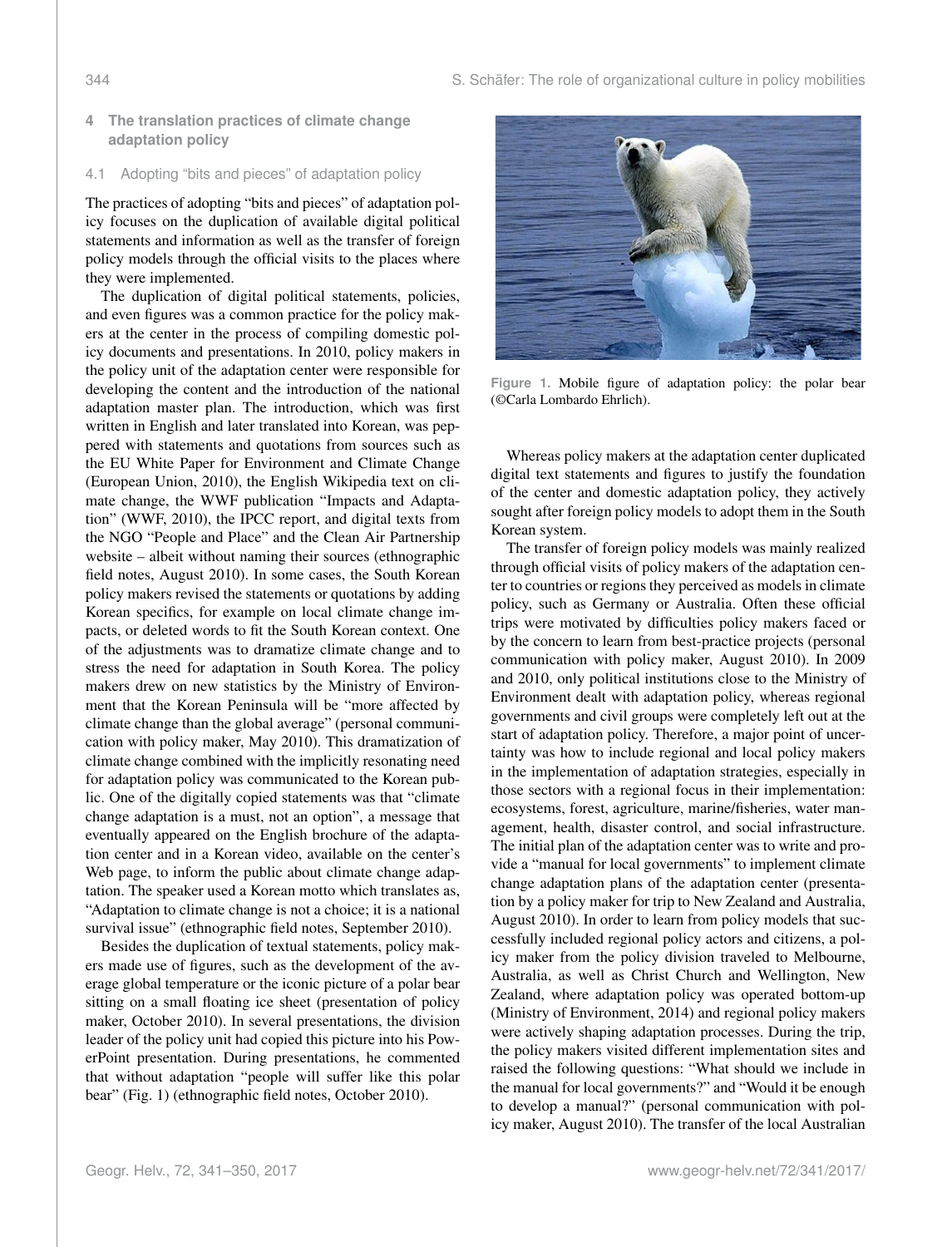## 4 The translation practices of climate change adaptation policy

### 4.1 Adopting "bits and pieces" of adaptation policy

The practices of adopting "bits and pieces" of adaptation policy focuses on the duplication of available digital political statements and information as well as the transfer of foreign policy models through the official visits to the places where they were implemented.

The duplication of digital political statements, policies, and even figures was a common practice for the policy makers at the center in the process of compiling domestic policy documents and presentations. In 2010, policy makers in the policy unit of the adaptation center were responsible for developing the content and the introduction of the national adaptation master plan. The introduction, which was first written in English and later translated into Korean, was peppered with statements and quotations from sources such as the EU White Paper for Environment and Climate Change (European Union, 2010), the English Wikipedia text on climate change, the WWF publication "Impacts and Adaptation" (WWF, 2010), the IPCC report, and digital texts from the NGO "People and Place" and the Clean Air Partnership website – albeit without naming their sources (ethnographic field notes, August 2010). In some cases, the South Korean policy makers revised the statements or quotations by adding Korean specifics, for example on local climate change impacts, or deleted words to fit the South Korean context. One of the adjustments was to dramatize climate change and to stress the need for adaptation in South Korea. The policy makers drew on new statistics by the Ministry of Environment that the Korean Peninsula will be "more affected by climate change than the global average" (personal communication with policy maker, May 2010). This dramatization of climate change combined with the implicitly resonating need for adaptation policy was communicated to the Korean public. One of the digitally copied statements was that "climate change adaptation is a must, not an option", a message that eventually appeared on the English brochure of the adaptation center and in a Korean video, available on the center's Web page, to inform the public about climate change adaptation. The speaker used a Korean motto which translates as, "Adaptation to climate change is not a choice; it is a national survival issue" (ethnographic field notes, September 2010).

Besides the duplication of textual statements, policy makers made use of figures, such as the development of the average global temperature or the iconic picture of a polar bear sitting on a small floating ice sheet (presentation of policy maker, October 2010). In several presentations, the division leader of the policy unit had copied this picture into his PowerPoint presentation. During presentations, he commented that without adaptation "people will suffer like this polar bear" (Fig. 1) (ethnographic field notes, October 2010).

Figure 1. Mobile figure of adaptation policy: the polar bear (©Carla Lombardo Ehrlich).

Whereas policy makers at the adaptation center duplicated digital text statements and figures to justify the foundation of the center and domestic adaptation policy, they actively sought after foreign policy models to adopt them in the South Korean system.

The transfer of foreign policy models was mainly realized through official visits of policy makers of the adaptation center to countries or regions they perceived as models in climate policy, such as Germany or Australia. Often these official trips were motivated by difficulties policy makers faced or by the concern to learn from best-practice projects (personal communication with policy maker, August 2010). In 2009 and 2010, only political institutions close to the Ministry of Environment dealt with adaptation policy, whereas regional governments and civil groups were completely left out at the start of adaptation policy. Therefore, a major point of uncertainty was how to include regional and local policy makers in the implementation of adaptation strategies, especially in those sectors with a regional focus in their implementation: ecosystems, forest, agriculture, marine/fisheries, water management, health, disaster control, and social infrastructure. The initial plan of the adaptation center was to write and provide a "manual for local governments" to implement climate change adaptation plans of the adaptation center (presentation by a policy maker for trip to New Zealand and Australia, August 2010). In order to learn from policy models that successfully included regional policy actors and citizens, a policy maker from the policy division traveled to Melbourne, Australia, as well as Christ Church and Wellington, New Zealand, where adaptation policy was operated bottom-up (Ministry of Environment, 2014) and regional policy makers were actively shaping adaptation processes. During the trip, the policy makers visited different implementation sites and raised the following questions: "What should we include in the manual for local governments?" and "Would it be enough to develop a manual?" (personal communication with policy maker, August 2010). The transfer of the local Australian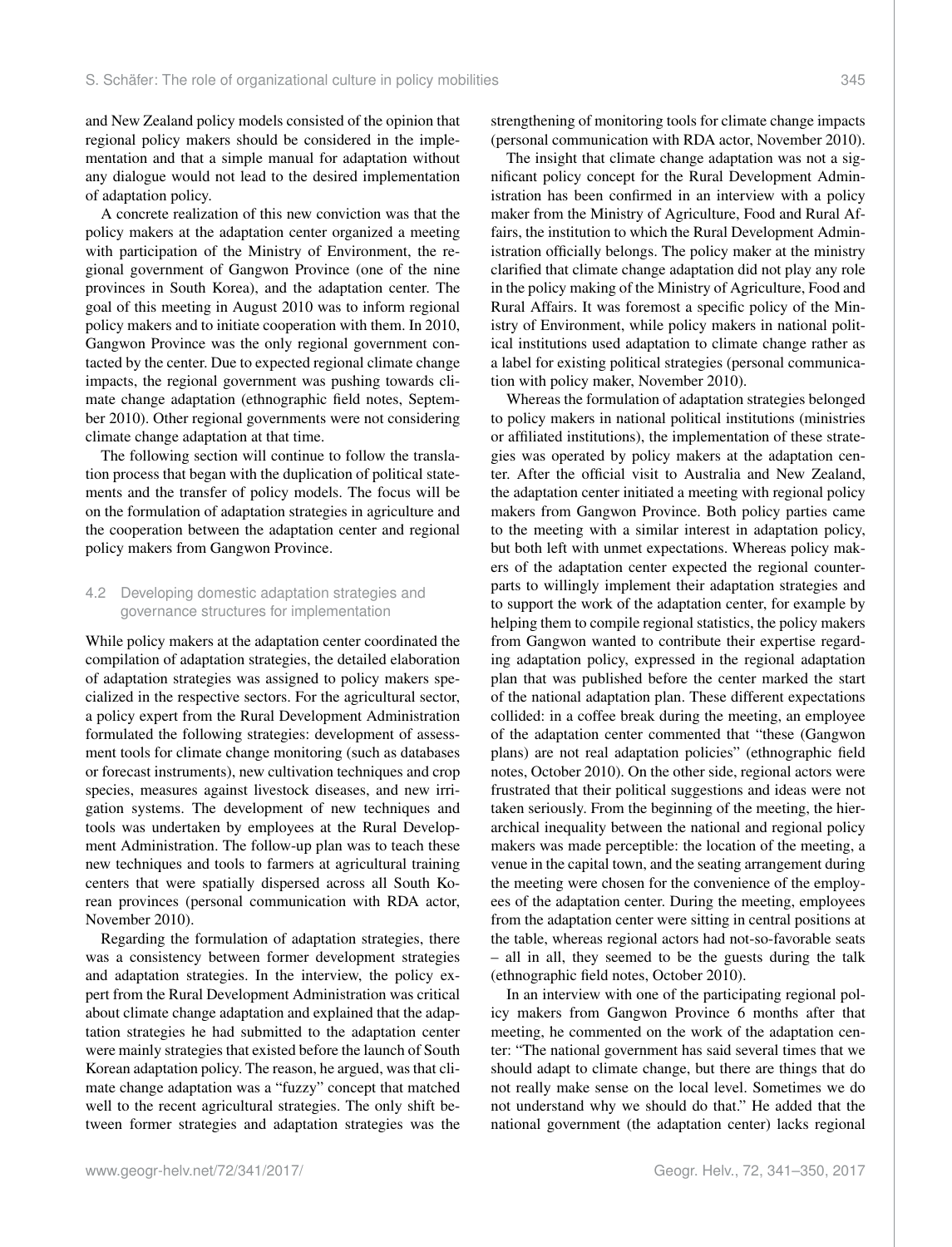and New Zealand policy models consisted of the opinion that regional policy makers should be considered in the implementation and that a simple manual for adaptation without any dialogue would not lead to the desired implementation of adaptation policy.

A concrete realization of this new conviction was that the policy makers at the adaptation center organized a meeting with participation of the Ministry of Environment, the regional government of Gangwon Province (one of the nine provinces in South Korea), and the adaptation center. The goal of this meeting in August 2010 was to inform regional policy makers and to initiate cooperation with them. In 2010, Gangwon Province was the only regional government contacted by the center. Due to expected regional climate change impacts, the regional government was pushing towards climate change adaptation (ethnographic field notes, September 2010). Other regional governments were not considering climate change adaptation at that time.

The following section will continue to follow the translation process that began with the duplication of political statements and the transfer of policy models. The focus will be on the formulation of adaptation strategies in agriculture and the cooperation between the adaptation center and regional policy makers from Gangwon Province.

### 4.2 Developing domestic adaptation strategies and governance structures for implementation

While policy makers at the adaptation center coordinated the compilation of adaptation strategies, the detailed elaboration of adaptation strategies was assigned to policy makers specialized in the respective sectors. For the agricultural sector, a policy expert from the Rural Development Administration formulated the following strategies: development of assessment tools for climate change monitoring (such as databases or forecast instruments), new cultivation techniques and crop species, measures against livestock diseases, and new irrigation systems. The development of new techniques and tools was undertaken by employees at the Rural Development Administration. The follow-up plan was to teach these new techniques and tools to farmers at agricultural training centers that were spatially dispersed across all South Korean provinces (personal communication with RDA actor, November 2010).

Regarding the formulation of adaptation strategies, there was a consistency between former development strategies and adaptation strategies. In the interview, the policy expert from the Rural Development Administration was critical about climate change adaptation and explained that the adaptation strategies he had submitted to the adaptation center were mainly strategies that existed before the launch of South Korean adaptation policy. The reason, he argued, was that climate change adaptation was a "fuzzy" concept that matched well to the recent agricultural strategies. The only shift between former strategies and adaptation strategies was the strengthening of monitoring tools for climate change impacts (personal communication with RDA actor, November 2010).

The insight that climate change adaptation was not a significant policy concept for the Rural Development Administration has been confirmed in an interview with a policy maker from the Ministry of Agriculture, Food and Rural Affairs, the institution to which the Rural Development Administration officially belongs. The policy maker at the ministry clarified that climate change adaptation did not play any role in the policy making of the Ministry of Agriculture, Food and Rural Affairs. It was foremost a specific policy of the Ministry of Environment, while policy makers in national political institutions used adaptation to climate change rather as a label for existing political strategies (personal communication with policy maker, November 2010).

Whereas the formulation of adaptation strategies belonged to policy makers in national political institutions (ministries or affiliated institutions), the implementation of these strategies was operated by policy makers at the adaptation center. After the official visit to Australia and New Zealand, the adaptation center initiated a meeting with regional policy makers from Gangwon Province. Both policy parties came to the meeting with a similar interest in adaptation policy, but both left with unmet expectations. Whereas policy makers of the adaptation center expected the regional counterparts to willingly implement their adaptation strategies and to support the work of the adaptation center, for example by helping them to compile regional statistics, the policy makers from Gangwon wanted to contribute their expertise regarding adaptation policy, expressed in the regional adaptation plan that was published before the center marked the start of the national adaptation plan. These different expectations collided: in a coffee break during the meeting, an employee of the adaptation center commented that "these (Gangwon plans) are not real adaptation policies" (ethnographic field notes, October 2010). On the other side, regional actors were frustrated that their political suggestions and ideas were not taken seriously. From the beginning of the meeting, the hierarchical inequality between the national and regional policy makers was made perceptible: the location of the meeting, a venue in the capital town, and the seating arrangement during the meeting were chosen for the convenience of the employees of the adaptation center. During the meeting, employees from the adaptation center were sitting in central positions at the table, whereas regional actors had not-so-favorable seats – all in all, they seemed to be the guests during the talk (ethnographic field notes, October 2010).

In an interview with one of the participating regional policy makers from Gangwon Province 6 months after that meeting, he commented on the work of the adaptation center: "The national government has said several times that we should adapt to climate change, but there are things that do not really make sense on the local level. Sometimes we do not understand why we should do that." He added that the national government (the adaptation center) lacks regional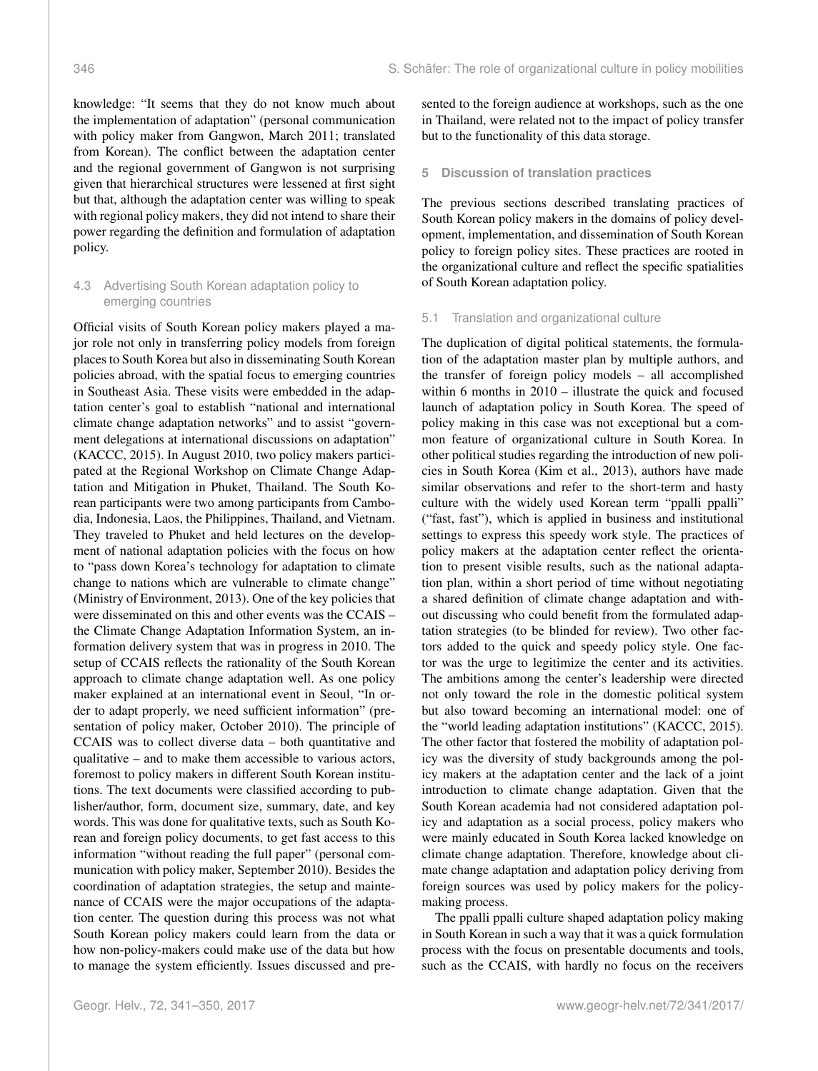knowledge: "It seems that they do not know much about the implementation of adaptation" (personal communication with policy maker from Gangwon, March 2011; translated from Korean). The conflict between the adaptation center and the regional government of Gangwon is not surprising given that hierarchical structures were lessened at first sight but that, although the adaptation center was willing to speak with regional policy makers, they did not intend to share their power regarding the definition and formulation of adaptation policy.

### 4.3 Advertising South Korean adaptation policy to emerging countries

Official visits of South Korean policy makers played a major role not only in transferring policy models from foreign places to South Korea but also in disseminating South Korean policies abroad, with the spatial focus to emerging countries in Southeast Asia. These visits were embedded in the adaptation center's goal to establish "national and international climate change adaptation networks" and to assist "government delegations at international discussions on adaptation" (KACCC, 2015). In August 2010, two policy makers participated at the Regional Workshop on Climate Change Adaptation and Mitigation in Phuket, Thailand. The South Korean participants were two among participants from Cambodia, Indonesia, Laos, the Philippines, Thailand, and Vietnam. They traveled to Phuket and held lectures on the development of national adaptation policies with the focus on how to "pass down Korea's technology for adaptation to climate change to nations which are vulnerable to climate change" (Ministry of Environment, 2013). One of the key policies that were disseminated on this and other events was the CCAIS – the Climate Change Adaptation Information System, an information delivery system that was in progress in 2010. The setup of CCAIS reflects the rationality of the South Korean approach to climate change adaptation well. As one policy maker explained at an international event in Seoul, "In order to adapt properly, we need sufficient information" (presentation of policy maker, October 2010). The principle of CCAIS was to collect diverse data – both quantitative and qualitative – and to make them accessible to various actors, foremost to policy makers in different South Korean institutions. The text documents were classified according to publisher/author, form, document size, summary, date, and key words. This was done for qualitative texts, such as South Korean and foreign policy documents, to get fast access to this information "without reading the full paper" (personal communication with policy maker, September 2010). Besides the coordination of adaptation strategies, the setup and maintenance of CCAIS were the major occupations of the adaptation center. The question during this process was not what South Korean policy makers could learn from the data or how non-policy-makers could make use of the data but how to manage the system efficiently. Issues discussed and presented to the foreign audience at workshops, such as the one in Thailand, were related not to the impact of policy transfer but to the functionality of this data storage.

## 5 Discussion of translation practices

The previous sections described translating practices of South Korean policy makers in the domains of policy development, implementation, and dissemination of South Korean policy to foreign policy sites. These practices are rooted in the organizational culture and reflect the specific spatialities of South Korean adaptation policy.

### 5.1 Translation and organizational culture

The duplication of digital political statements, the formulation of the adaptation master plan by multiple authors, and the transfer of foreign policy models – all accomplished within 6 months in 2010 – illustrate the quick and focused launch of adaptation policy in South Korea. The speed of policy making in this case was not exceptional but a common feature of organizational culture in South Korea. In other political studies regarding the introduction of new policies in South Korea (Kim et al., 2013), authors have made similar observations and refer to the short-term and hasty culture with the widely used Korean term "ppalli ppalli" ("fast, fast"), which is applied in business and institutional settings to express this speedy work style. The practices of policy makers at the adaptation center reflect the orientation to present visible results, such as the national adaptation plan, within a short period of time without negotiating a shared definition of climate change adaptation and without discussing who could benefit from the formulated adaptation strategies (to be blinded for review). Two other factors added to the quick and speedy policy style. One factor was the urge to legitimize the center and its activities. The ambitions among the center's leadership were directed not only toward the role in the domestic political system but also toward becoming an international model: one of the "world leading adaptation institutions" (KACCC, 2015). The other factor that fostered the mobility of adaptation policy was the diversity of study backgrounds among the policy makers at the adaptation center and the lack of a joint introduction to climate change adaptation. Given that the South Korean academia had not considered adaptation policy and adaptation as a social process, policy makers who were mainly educated in South Korea lacked knowledge on climate change adaptation. Therefore, knowledge about climate change adaptation and adaptation policy deriving from foreign sources was used by policy makers for the policy-making process.

The ppalli ppalli culture shaped adaptation policy making in South Korean in such a way that it was a quick formulation process with the focus on presentable documents and tools, such as the CCAIS, with hardly no focus on the receivers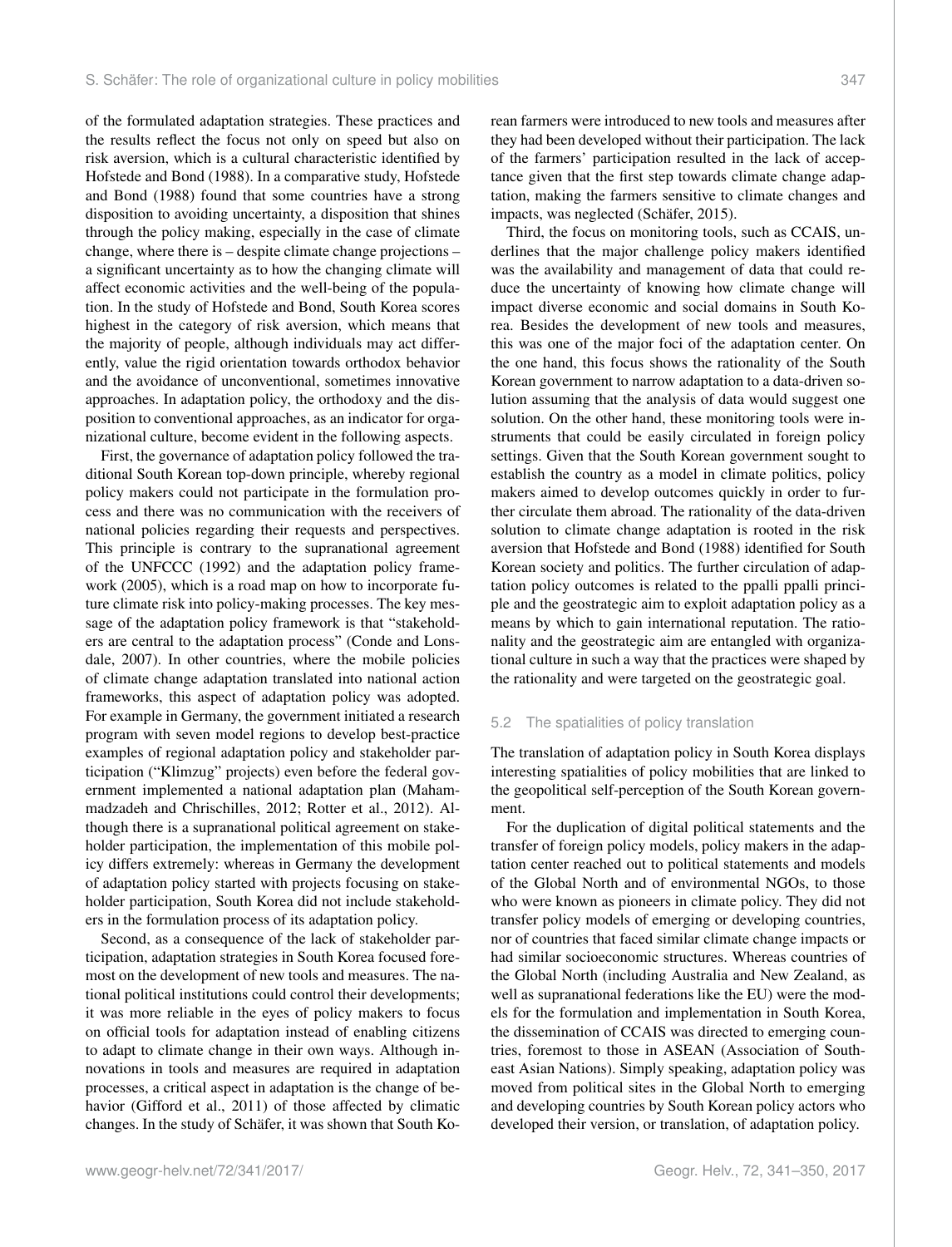of the formulated adaptation strategies. These practices and the results reflect the focus not only on speed but also on risk aversion, which is a cultural characteristic identified by Hofstede and Bond (1988). In a comparative study, Hofstede and Bond (1988) found that some countries have a strong disposition to avoiding uncertainty, a disposition that shines through the policy making, especially in the case of climate change, where there is – despite climate change projections – a significant uncertainty as to how the changing climate will affect economic activities and the well-being of the population. In the study of Hofstede and Bond, South Korea scores highest in the category of risk aversion, which means that the majority of people, although individuals may act differently, value the rigid orientation towards orthodox behavior and the avoidance of unconventional, sometimes innovative approaches. In adaptation policy, the orthodoxy and the disposition to conventional approaches, as an indicator for organizational culture, become evident in the following aspects.

First, the governance of adaptation policy followed the traditional South Korean top-down principle, whereby regional policy makers could not participate in the formulation process and there was no communication with the receivers of national policies regarding their requests and perspectives. This principle is contrary to the supranational agreement of the UNFCCC (1992) and the adaptation policy framework (2005), which is a road map on how to incorporate future climate risk into policy-making processes. The key message of the adaptation policy framework is that "stakeholders are central to the adaptation process" (Conde and Lonsdale, 2007). In other countries, where the mobile policies of climate change adaptation translated into national action frameworks, this aspect of adaptation policy was adopted. For example in Germany, the government initiated a research program with seven model regions to develop best-practice examples of regional adaptation policy and stakeholder participation ("Klimzug" projects) even before the federal government implemented a national adaptation plan (Mahammadzadeh and Chrischilles, 2012; Rotter et al., 2012). Although there is a supranational political agreement on stakeholder participation, the implementation of this mobile policy differs extremely: whereas in Germany the development of adaptation policy started with projects focusing on stakeholder participation, South Korea did not include stakeholders in the formulation process of its adaptation policy.

Second, as a consequence of the lack of stakeholder participation, adaptation strategies in South Korea focused foremost on the development of new tools and measures. The national political institutions could control their developments; it was more reliable in the eyes of policy makers to focus on official tools for adaptation instead of enabling citizens to adapt to climate change in their own ways. Although innovations in tools and measures are required in adaptation processes, a critical aspect in adaptation is the change of behavior (Gifford et al., 2011) of those affected by climatic changes. In the study of Schäfer, it was shown that South Korean farmers were introduced to new tools and measures after they had been developed without their participation. The lack of the farmers' participation resulted in the lack of acceptance given that the first step towards climate change adaptation, making the farmers sensitive to climate changes and impacts, was neglected (Schäfer, 2015).

Third, the focus on monitoring tools, such as CCAIS, underlines that the major challenge policy makers identified was the availability and management of data that could reduce the uncertainty of knowing how climate change will impact diverse economic and social domains in South Korea. Besides the development of new tools and measures, this was one of the major foci of the adaptation center. On the one hand, this focus shows the rationality of the South Korean government to narrow adaptation to a data-driven solution assuming that the analysis of data would suggest one solution. On the other hand, these monitoring tools were instruments that could be easily circulated in foreign policy settings. Given that the South Korean government sought to establish the country as a model in climate politics, policy makers aimed to develop outcomes quickly in order to further circulate them abroad. The rationality of the data-driven solution to climate change adaptation is rooted in the risk aversion that Hofstede and Bond (1988) identified for South Korean society and politics. The further circulation of adaptation policy outcomes is related to the ppalli ppalli principle and the geostrategic aim to exploit adaptation policy as a means by which to gain international reputation. The rationality and the geostrategic aim are entangled with organizational culture in such a way that the practices were shaped by the rationality and were targeted on the geostrategic goal.

### 5.2 The spatialities of policy translation

The translation of adaptation policy in South Korea displays interesting spatialities of policy mobilities that are linked to the geopolitical self-perception of the South Korean government.

For the duplication of digital political statements and the transfer of foreign policy models, policy makers in the adaptation center reached out to political statements and models of the Global North and of environmental NGOs, to those who were known as pioneers in climate policy. They did not transfer policy models of emerging or developing countries, nor of countries that faced similar climate change impacts or had similar socioeconomic structures. Whereas countries of the Global North (including Australia and New Zealand, as well as supranational federations like the EU) were the models for the formulation and implementation in South Korea, the dissemination of CCAIS was directed to emerging countries, foremost to those in ASEAN (Association of Southeast Asian Nations). Simply speaking, adaptation policy was moved from political sites in the Global North to emerging and developing countries by South Korean policy actors who developed their version, or translation, of adaptation policy.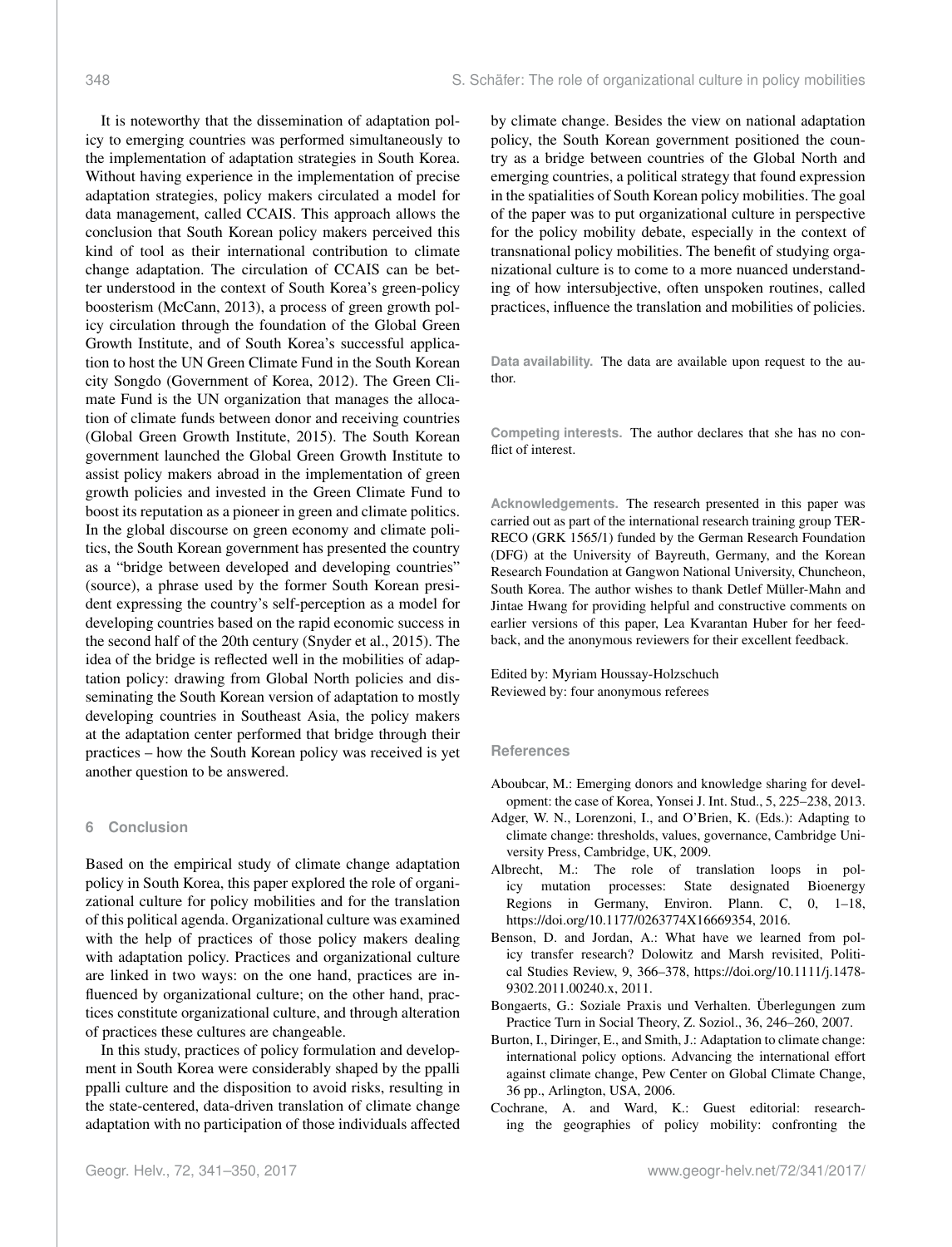It is noteworthy that the dissemination of adaptation policy to emerging countries was performed simultaneously to the implementation of adaptation strategies in South Korea. Without having experience in the implementation of precise adaptation strategies, policy makers circulated a model for data management, called CCAIS. This approach allows the conclusion that South Korean policy makers perceived this kind of tool as their international contribution to climate change adaptation. The circulation of CCAIS can be better understood in the context of South Korea's green-policy boosterism (McCann, 2013), a process of green growth policy circulation through the foundation of the Global Green Growth Institute, and of South Korea's successful application to host the UN Green Climate Fund in the South Korean city Songdo (Government of Korea, 2012). The Green Climate Fund is the UN organization that manages the allocation of climate funds between donor and receiving countries (Global Green Growth Institute, 2015). The South Korean government launched the Global Green Growth Institute to assist policy makers abroad in the implementation of green growth policies and invested in the Green Climate Fund to boost its reputation as a pioneer in green and climate politics. In the global discourse on green economy and climate politics, the South Korean government has presented the country as a "bridge between developed and developing countries" (source), a phrase used by the former South Korean president expressing the country's self-perception as a model for developing countries based on the rapid economic success in the second half of the 20th century (Snyder et al., 2015). The idea of the bridge is reflected well in the mobilities of adaptation policy: drawing from Global North policies and disseminating the South Korean version of adaptation to mostly developing countries in Southeast Asia, the policy makers at the adaptation center performed that bridge through their practices – how the South Korean policy was received is yet another question to be answered.

## 6 Conclusion

Based on the empirical study of climate change adaptation policy in South Korea, this paper explored the role of organizational culture for policy mobilities and for the translation of this political agenda. Organizational culture was examined with the help of practices of those policy makers dealing with adaptation policy. Practices and organizational culture are linked in two ways: on the one hand, practices are influenced by organizational culture; on the other hand, practices constitute organizational culture, and through alteration of practices these cultures are changeable.

In this study, practices of policy formulation and development in South Korea were considerably shaped by the ppalli ppalli culture and the disposition to avoid risks, resulting in the state-centered, data-driven translation of climate change adaptation with no participation of those individuals affected by climate change. Besides the view on national adaptation policy, the South Korean government positioned the country as a bridge between countries of the Global North and emerging countries, a political strategy that found expression in the spatialities of South Korean policy mobilities. The goal of the paper was to put organizational culture in perspective for the policy mobility debate, especially in the context of transnational policy mobilities. The benefit of studying organizational culture is to come to a more nuanced understanding of how intersubjective, often unspoken routines, called practices, influence the translation and mobilities of policies.

**Data availability.** The data are available upon request to the author.

**Competing interests.** The author declares that she has no conflict of interest.

**Acknowledgements.** The research presented in this paper was carried out as part of the international research training group TERRECO (GRK 1565/1) funded by the German Research Foundation (DFG) at the University of Bayreuth, Germany, and the Korean Research Foundation at Gangwon National University, Chuncheon, South Korea. The author wishes to thank Detlef Müller-Mahn and Jintae Hwang for providing helpful and constructive comments on earlier versions of this paper, Lea Kvarantan Huber for her feedback, and the anonymous reviewers for their excellent feedback.

Edited by: Myriam Houssay-Holzschuch
Reviewed by: four anonymous referees

## References

Aboubcar, M.: Emerging donors and knowledge sharing for development: the case of Korea, Yonsei J. Int. Stud., 5, 225–238, 2013.

Adger, W. N., Lorenzoni, I., and O'Brien, K. (Eds.): Adapting to climate change: thresholds, values, governance, Cambridge University Press, Cambridge, UK, 2009.

Albrecht, M.: The role of translation loops in policy mutation processes: State designated Bioenergy Regions in Germany, Environ. Plann. C, 0, 1–18, https://doi.org/10.1177/0263774X16669354, 2016.

Benson, D. and Jordan, A.: What have we learned from policy transfer research? Dolowitz and Marsh revisited, Political Studies Review, 9, 366–378, https://doi.org/10.1111/j.1478-9302.2011.00240.x, 2011.

Bongaerts, G.: Soziale Praxis und Verhalten. Überlegungen zum Practice Turn in Social Theory, Z. Soziol., 36, 246–260, 2007.

Burton, I., Diringer, E., and Smith, J.: Adaptation to climate change: international policy options. Advancing the international effort against climate change, Pew Center on Global Climate Change, 36 pp., Arlington, USA, 2006.

Cochrane, A. and Ward, K.: Guest editorial: researching the geographies of policy mobility: confronting the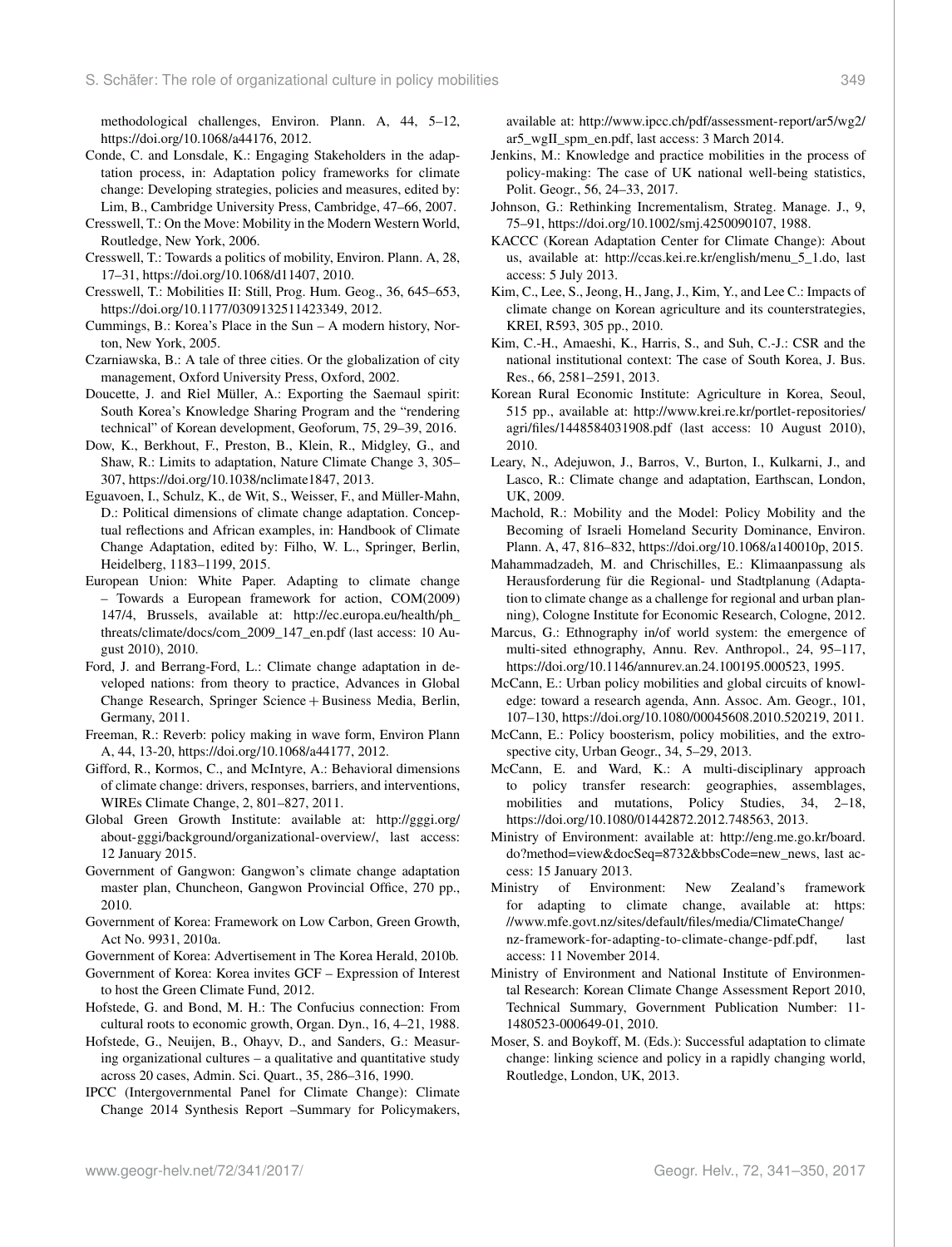methodological challenges, Environ. Plann. A, 44, 5–12, https://doi.org/10.1068/a44176, 2012.

Conde, C. and Lonsdale, K.: Engaging Stakeholders in the adaptation process, in: Adaptation policy frameworks for climate change: Developing strategies, policies and measures, edited by: Lim, B., Cambridge University Press, Cambridge, 47–66, 2007.

Cresswell, T.: On the Move: Mobility in the Modern Western World, Routledge, New York, 2006.

Cresswell, T.: Towards a politics of mobility, Environ. Plann. A, 28, 17–31, https://doi.org/10.1068/d11407, 2010.

Cresswell, T.: Mobilities II: Still, Prog. Hum. Geog., 36, 645–653, https://doi.org/10.1177/0309132511423349, 2012.

Cummings, B.: Korea's Place in the Sun – A modern history, Norton, New York, 2005.

Czarniawska, B.: A tale of three cities. Or the globalization of city management, Oxford University Press, Oxford, 2002.

Doucette, J. and Riel Müller, A.: Exporting the Saemaul spirit: South Korea's Knowledge Sharing Program and the "rendering technical" of Korean development, Geoforum, 75, 29–39, 2016.

Dow, K., Berkhout, F., Preston, B., Klein, R., Midgley, G., and Shaw, R.: Limits to adaptation, Nature Climate Change 3, 305–307, https://doi.org/10.1038/nclimate1847, 2013.

Eguavoen, I., Schulz, K., de Wit, S., Weisser, F., and Müller-Mahn, D.: Political dimensions of climate change adaptation. Conceptual reflections and African examples, in: Handbook of Climate Change Adaptation, edited by: Filho, W. L., Springer, Berlin, Heidelberg, 1183–1199, 2015.

European Union: White Paper. Adapting to climate change – Towards a European framework for action, COM(2009) 147/4, Brussels, available at: http://ec.europa.eu/health/ph_threats/climate/docs/com_2009_147_en.pdf (last access: 10 August 2010), 2010.

Ford, J. and Berrang-Ford, L.: Climate change adaptation in developed nations: from theory to practice, Advances in Global Change Research, Springer Science + Business Media, Berlin, Germany, 2011.

Freeman, R.: Reverb: policy making in wave form, Environ Plann A, 44, 13-20, https://doi.org/10.1068/a44177, 2012.

Gifford, R., Kormos, C., and McIntyre, A.: Behavioral dimensions of climate change: drivers, responses, barriers, and interventions, WIREs Climate Change, 2, 801–827, 2011.

Global Green Growth Institute: available at: http://gggi.org/about-gggi/background/organizational-overview/, last access: 12 January 2015.

Government of Gangwon: Gangwon's climate change adaptation master plan, Chuncheon, Gangwon Provincial Office, 270 pp., 2010.

Government of Korea: Framework on Low Carbon, Green Growth, Act No. 9931, 2010a.

Government of Korea: Advertisement in The Korea Herald, 2010b.

Government of Korea: Korea invites GCF – Expression of Interest to host the Green Climate Fund, 2012.

Hofstede, G. and Bond, M. H.: The Confucius connection: From cultural roots to economic growth, Organ. Dyn., 16, 4–21, 1988.

Hofstede, G., Neuijen, B., Ohayv, D., and Sanders, G.: Measuring organizational cultures – a qualitative and quantitative study across 20 cases, Admin. Sci. Quart., 35, 286–316, 1990.

IPCC (Intergovernmental Panel for Climate Change): Climate Change 2014 Synthesis Report –Summary for Policymakers, available at: http://www.ipcc.ch/pdf/assessment-report/ar5/wg2/ar5_wgII_spm_en.pdf, last access: 3 March 2014.

Jenkins, M.: Knowledge and practice mobilities in the process of policy-making: The case of UK national well-being statistics, Polit. Geogr., 56, 24–33, 2017.

Johnson, G.: Rethinking Incrementalism, Strateg. Manage. J., 9, 75–91, https://doi.org/10.1002/smj.4250090107, 1988.

KACCC (Korean Adaptation Center for Climate Change): About us, available at: http://ccas.kei.re.kr/english/menu_5_1.do, last access: 5 July 2013.

Kim, C., Lee, S., Jeong, H., Jang, J., Kim, Y., and Lee C.: Impacts of climate change on Korean agriculture and its counterstrategies, KREI, R593, 305 pp., 2010.

Kim, C.-H., Amaeshi, K., Harris, S., and Suh, C.-J.: CSR and the national institutional context: The case of South Korea, J. Bus. Res., 66, 2581–2591, 2013.

Korean Rural Economic Institute: Agriculture in Korea, Seoul, 515 pp., available at: http://www.krei.re.kr/portlet-repositories/agri/files/1448584031908.pdf (last access: 10 August 2010), 2010.

Leary, N., Adejuwon, J., Barros, V., Burton, I., Kulkarni, J., and Lasco, R.: Climate change and adaptation, Earthscan, London, UK, 2009.

Machold, R.: Mobility and the Model: Policy Mobility and the Becoming of Israeli Homeland Security Dominance, Environ. Plann. A, 47, 816–832, https://doi.org/10.1068/a140010p, 2015.

Mahammadzadeh, M. and Chrischilles, E.: Klimaanpassung als Herausforderung für die Regional- und Stadtplanung (Adaptation to climate change as a challenge for regional and urban planning), Cologne Institute for Economic Research, Cologne, 2012.

Marcus, G.: Ethnography in/of world system: the emergence of multi-sited ethnography, Annu. Rev. Anthropol., 24, 95–117, https://doi.org/10.1146/annurev.an.24.100195.000523, 1995.

McCann, E.: Urban policy mobilities and global circuits of knowledge: toward a research agenda, Ann. Assoc. Am. Geogr., 101, 107–130, https://doi.org/10.1080/00045608.2010.520219, 2011.

McCann, E.: Policy boosterism, policy mobilities, and the extrospective city, Urban Geogr., 34, 5–29, 2013.

McCann, E. and Ward, K.: A multi-disciplinary approach to policy transfer research: geographies, assemblages, mobilities and mutations, Policy Studies, 34, 2–18, https://doi.org/10.1080/01442872.2012.748563, 2013.

Ministry of Environment: available at: http://eng.me.go.kr/board.do?method=view&docSeq=8732&bbsCode=new_news, last access: 15 January 2013.

Ministry of Environment: New Zealand's framework for adapting to climate change, available at: https://www.mfe.govt.nz/sites/default/files/media/ClimateChange/nz-framework-for-adapting-to-climate-change-pdf.pdf, last access: 11 November 2014.

Ministry of Environment and National Institute of Environmental Research: Korean Climate Change Assessment Report 2010, Technical Summary, Government Publication Number: 11-1480523-000649-01, 2010.

Moser, S. and Boykoff, M. (Eds.): Successful adaptation to climate change: linking science and policy in a rapidly changing world, Routledge, London, UK, 2013.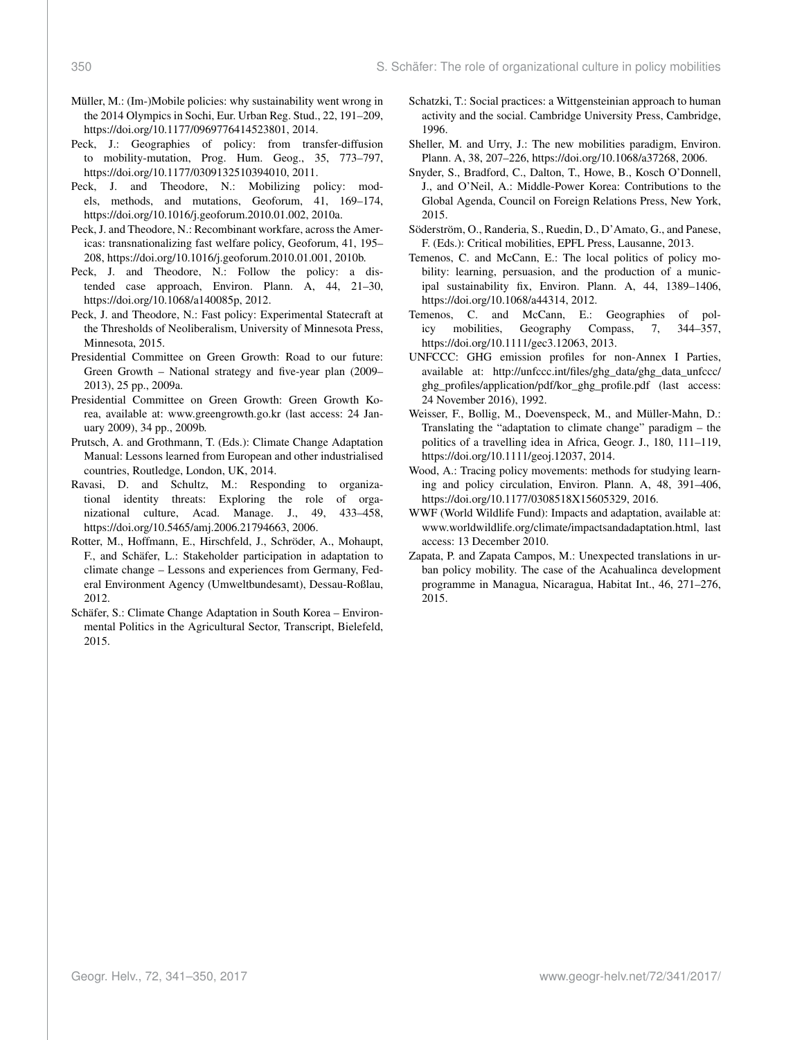Müller, M.: (Im-)Mobile policies: why sustainability went wrong in the 2014 Olympics in Sochi, Eur. Urban Reg. Stud., 22, 191–209, https://doi.org/10.1177/0969776414523801, 2014.

Peck, J.: Geographies of policy: from transfer-diffusion to mobility-mutation, Prog. Hum. Geog., 35, 773–797, https://doi.org/10.1177/0309132510394010, 2011.

Peck, J. and Theodore, N.: Mobilizing policy: models, methods, and mutations, Geoforum, 41, 169–174, https://doi.org/10.1016/j.geoforum.2010.01.002, 2010a.

Peck, J. and Theodore, N.: Recombinant workfare, across the Americas: transnationalizing fast welfare policy, Geoforum, 41, 195–208, https://doi.org/10.1016/j.geoforum.2010.01.001, 2010b.

Peck, J. and Theodore, N.: Follow the policy: a distended case approach, Environ. Plann. A, 44, 21–30, https://doi.org/10.1068/a140085p, 2012.

Peck, J. and Theodore, N.: Fast policy: Experimental Statecraft at the Thresholds of Neoliberalism, University of Minnesota Press, Minnesota, 2015.

Presidential Committee on Green Growth: Road to our future: Green Growth – National strategy and five-year plan (2009–2013), 25 pp., 2009a.

Presidential Committee on Green Growth: Green Growth Korea, available at: www.greengrowth.go.kr (last access: 24 January 2009), 34 pp., 2009b.

Prutsch, A. and Grothmann, T. (Eds.): Climate Change Adaptation Manual: Lessons learned from European and other industrialised countries, Routledge, London, UK, 2014.

Ravasi, D. and Schultz, M.: Responding to organizational identity threats: Exploring the role of organizational culture, Acad. Manage. J., 49, 433–458, https://doi.org/10.5465/amj.2006.21794663, 2006.

Rotter, M., Hoffmann, E., Hirschfeld, J., Schröder, A., Mohaupt, F., and Schäfer, L.: Stakeholder participation in adaptation to climate change – Lessons and experiences from Germany, Federal Environment Agency (Umweltbundesamt), Dessau-Roßlau, 2012.

Schäfer, S.: Climate Change Adaptation in South Korea – Environmental Politics in the Agricultural Sector, Transcript, Bielefeld, 2015.

Schatzki, T.: Social practices: a Wittgensteinian approach to human activity and the social. Cambridge University Press, Cambridge, 1996.

Sheller, M. and Urry, J.: The new mobilities paradigm, Environ. Plann. A, 38, 207–226, https://doi.org/10.1068/a37268, 2006.

Snyder, S., Bradford, C., Dalton, T., Howe, B., Kosch O'Donnell, J., and O'Neil, A.: Middle-Power Korea: Contributions to the Global Agenda, Council on Foreign Relations Press, New York, 2015.

Söderström, O., Randeria, S., Ruedin, D., D'Amato, G., and Panese, F. (Eds.): Critical mobilities, EPFL Press, Lausanne, 2013.

Temenos, C. and McCann, E.: The local politics of policy mobility: learning, persuasion, and the production of a municipal sustainability fix, Environ. Plann. A, 44, 1389–1406, https://doi.org/10.1068/a44314, 2012.

Temenos, C. and McCann, E.: Geographies of policy mobilities, Geography Compass, 7, 344–357, https://doi.org/10.1111/gec3.12063, 2013.

UNFCCC: GHG emission profiles for non-Annex I Parties, available at: http://unfccc.int/files/ghg_data/ghg_data_unfccc/ghg_profiles/application/pdf/kor_ghg_profile.pdf (last access: 24 November 2016), 1992.

Weisser, F., Bollig, M., Doevenspeck, M., and Müller-Mahn, D.: Translating the "adaptation to climate change" paradigm – the politics of a travelling idea in Africa, Geogr. J., 180, 111–119, https://doi.org/10.1111/geoj.12037, 2014.

Wood, A.: Tracing policy movements: methods for studying learning and policy circulation, Environ. Plann. A, 48, 391–406, https://doi.org/10.1177/0308518X15605329, 2016.

WWF (World Wildlife Fund): Impacts and adaptation, available at: www.worldwildlife.org/climate/impactsandadaptation.html, last access: 13 December 2010.

Zapata, P. and Zapata Campos, M.: Unexpected translations in urban policy mobility. The case of the Acahualinca development programme in Managua, Nicaragua, Habitat Int., 46, 271–276, 2015.